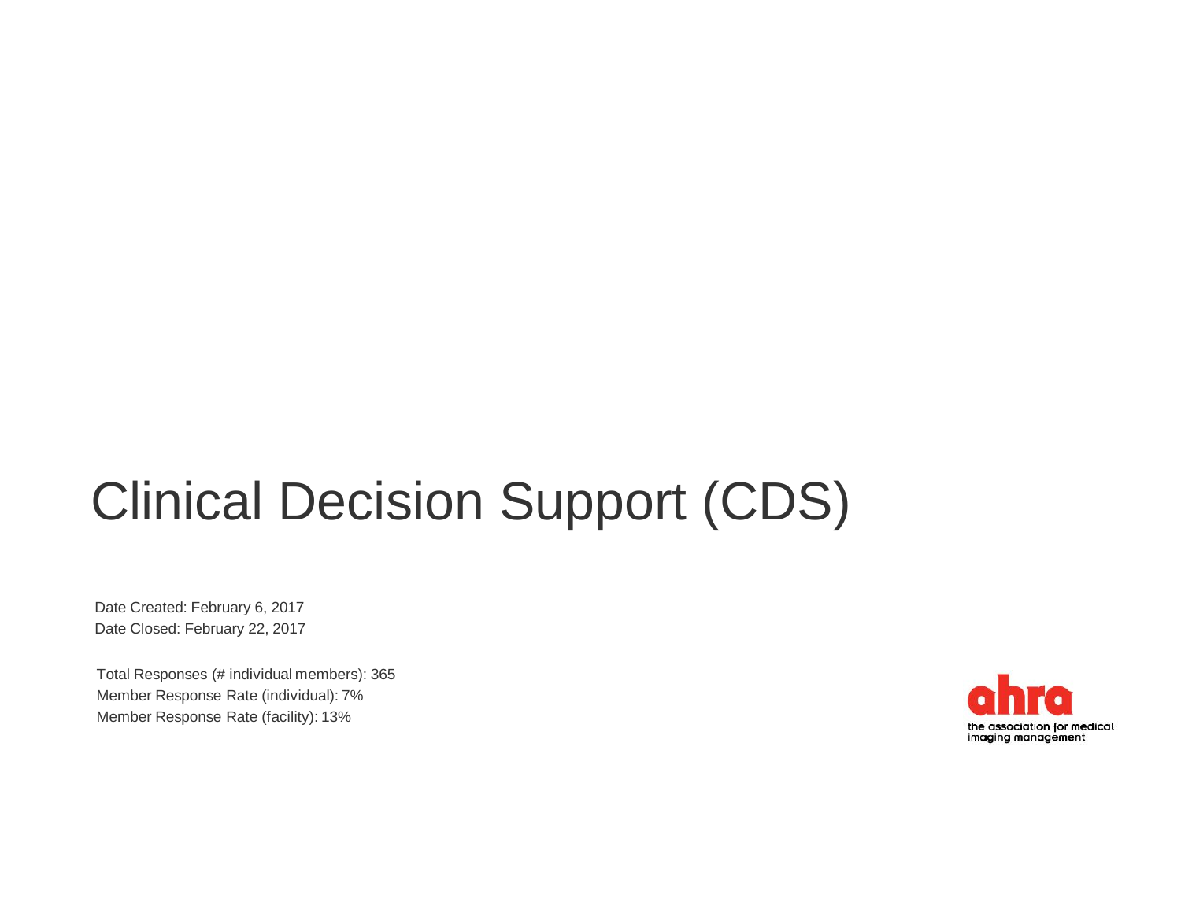# Clinical Decision Support (CDS)

Date Created: February 6, 2017
Date Closed: February 22, 2017

Total Responses (# individual members): 365
Member Response Rate (individual): 7%
Member Response Rate (facility): 13%

ahra
the association for medical imaging management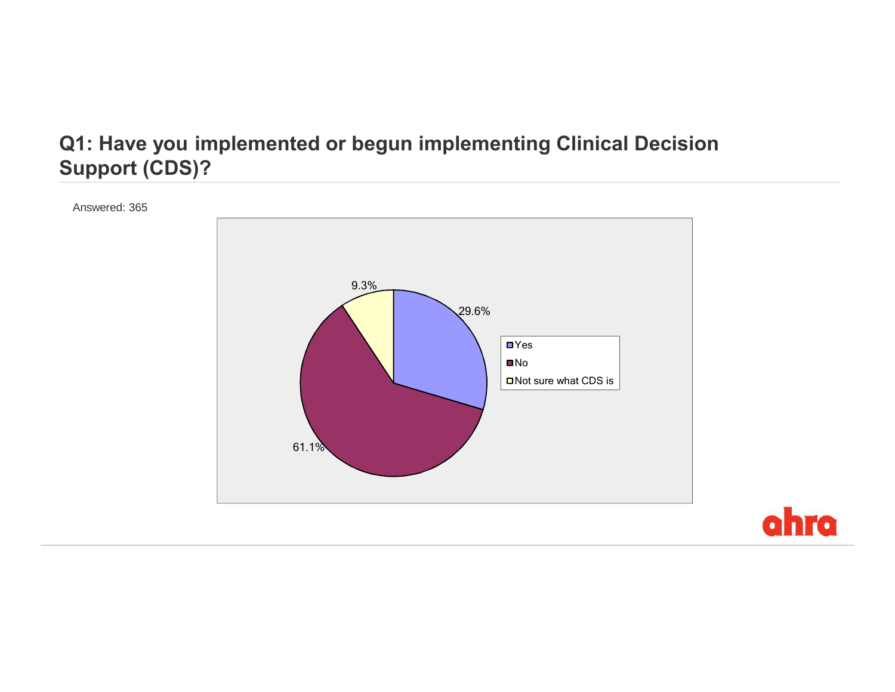## Q1: Have you implemented or begun implementing Clinical Decision Support (CDS)?

Answered: 365

| Response | Percentage |
|---|---|
| Yes | 29.6% |
| No | 61.1% |
| Not sure what CDS is | 9.3% |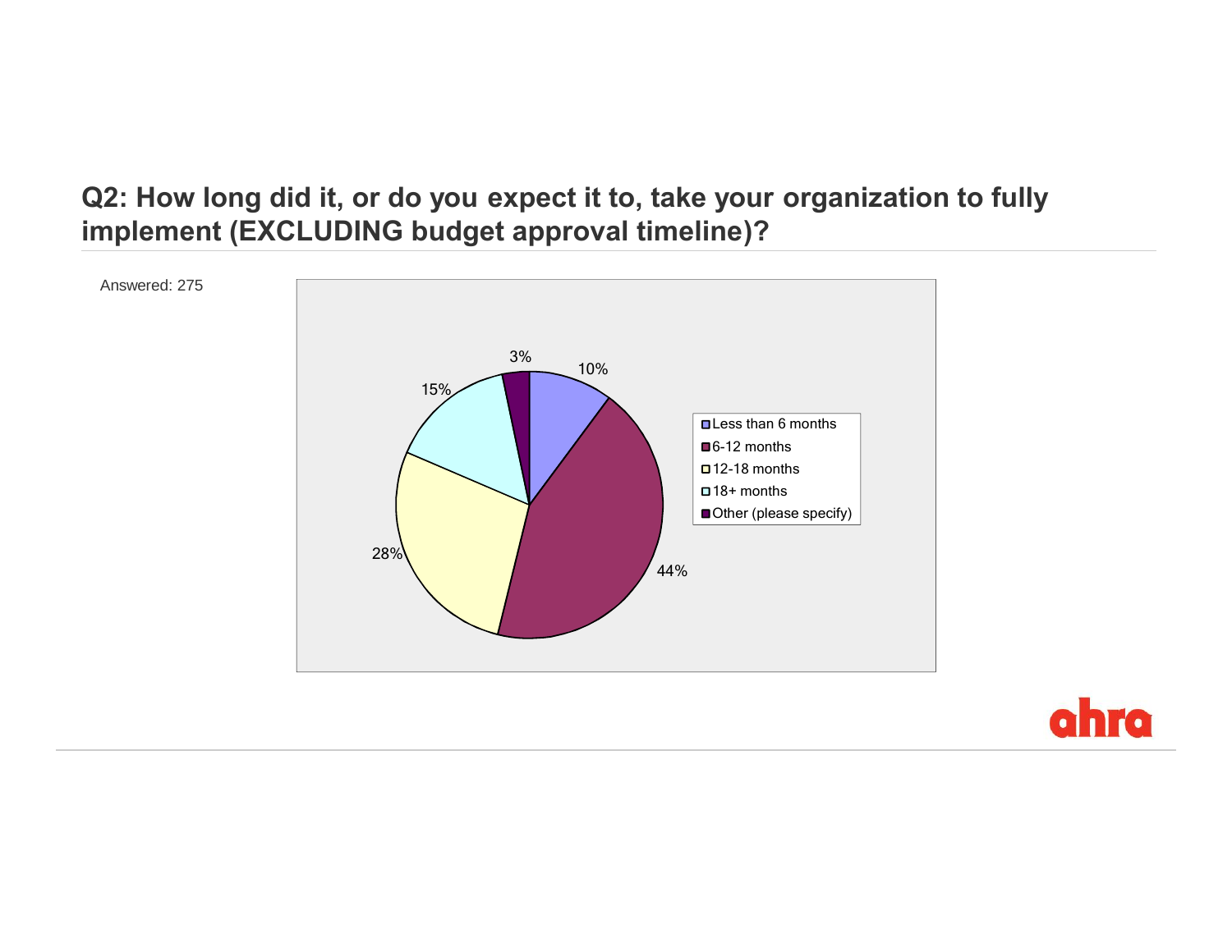## Q2: How long did it, or do you expect it to, take your organization to fully implement (EXCLUDING budget approval timeline)?

Answered: 275

| Response | Percentage |
| --- | --- |
| Less than 6 months | 10% |
| 6-12 months | 44% |
| 12-18 months | 28% |
| 18+ months | 15% |
| Other (please specify) | 3% |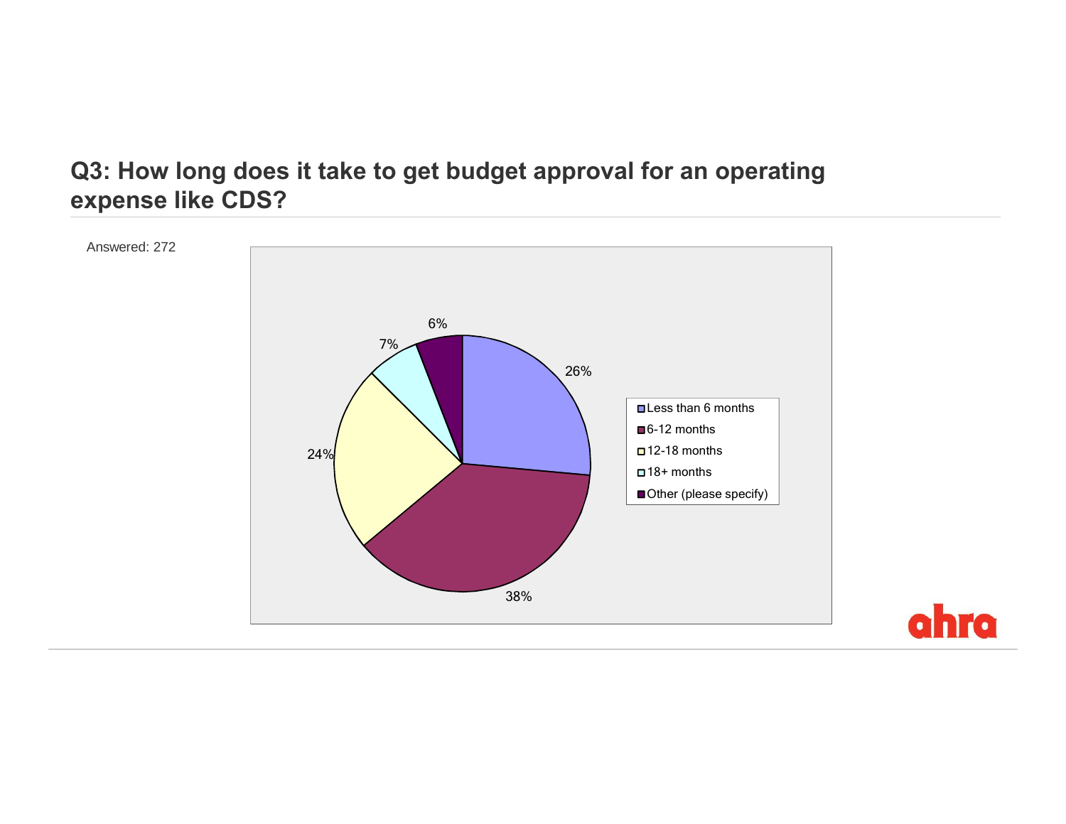## Q3: How long does it take to get budget approval for an operating expense like CDS?

Answered: 272

| Response | Percentage |
| --- | --- |
| Less than 6 months | 26% |
| 6-12 months | 38% |
| 12-18 months | 24% |
| 18+ months | 7% |
| Other (please specify) | 6% |

ahra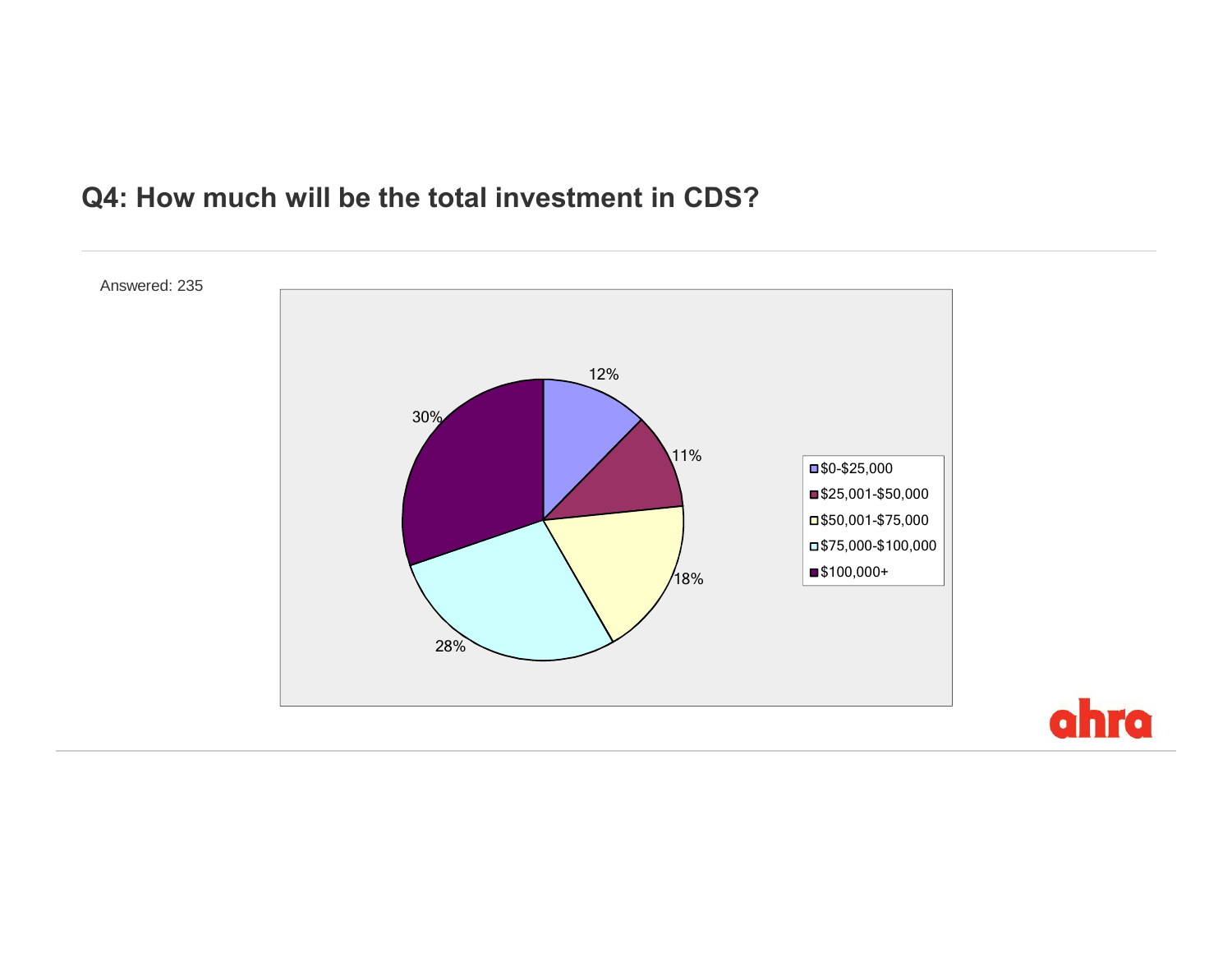## Q4: How much will be the total investment in CDS?

Answered: 235

| Response | Percentage |
|---|---|
| $0-$25,000 | 12% |
| $25,001-$50,000 | 11% |
| $50,001-$75,000 | 18% |
| $75,000-$100,000 | 28% |
| $100,000+ | 30% |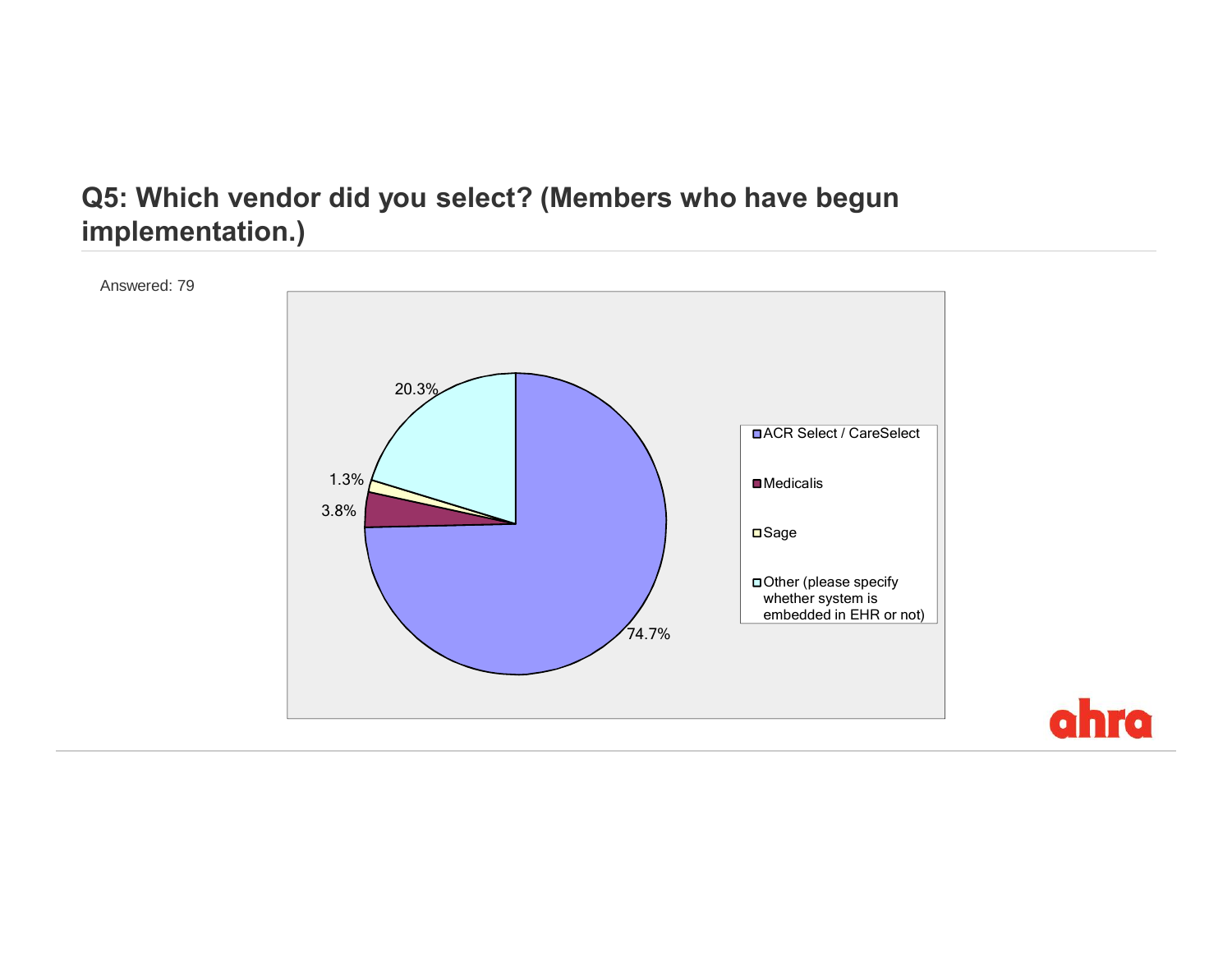## Q5: Which vendor did you select? (Members who have begun implementation.)

Answered: 79

| Vendor | Percentage |
| --- | --- |
| ACR Select / CareSelect | 74.7% |
| Medicalis | 3.8% |
| Sage | 1.3% |
| Other (please specify whether system is embedded in EHR or not) | 20.3% |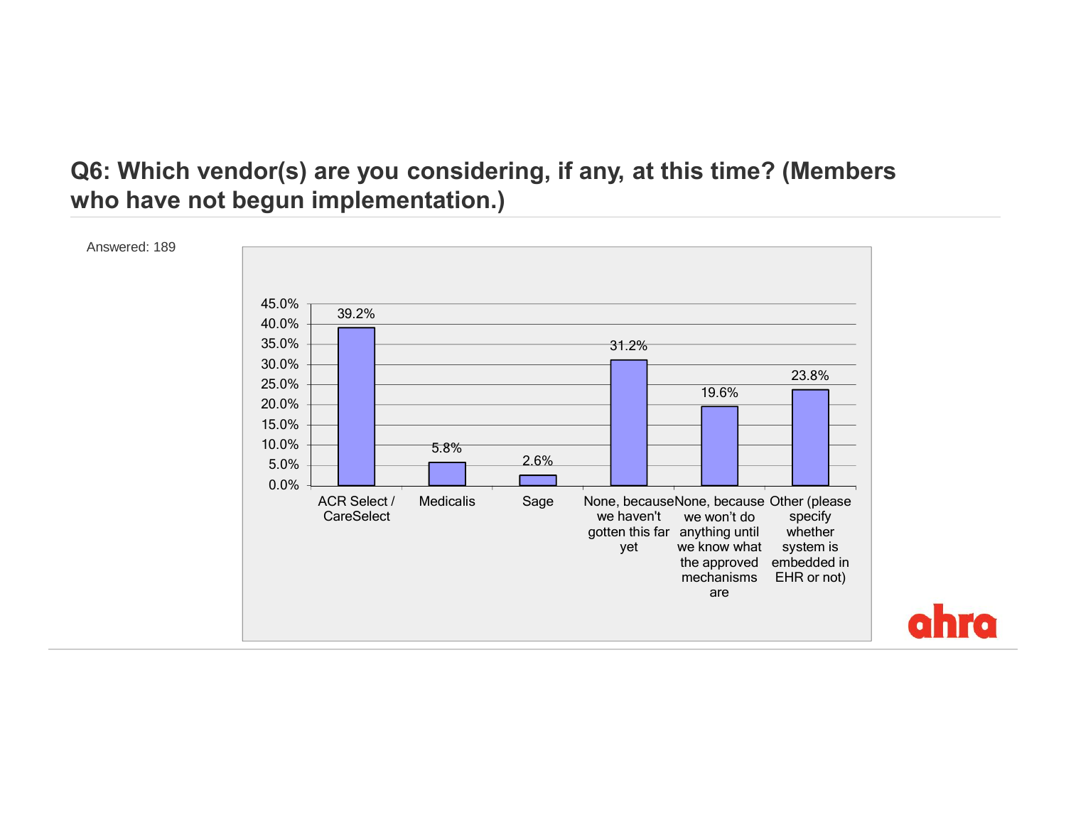## Q6: Which vendor(s) are you considering, if any, at this time? (Members who have not begun implementation.)

Answered: 189

45.0%
40.0%
35.0%
30.0%
25.0%
20.0%
15.0%
10.0%
5.0%
0.0%

39.2%
5.8%
2.6%
31.2%
19.6%
23.8%

ACR Select / CareSelect
Medicalis
Sage
None, because we haven't gotten this far yet
None, because we won't do anything until we know what the approved mechanisms are
Other (please specify whether system is embedded in EHR or not)

ahra